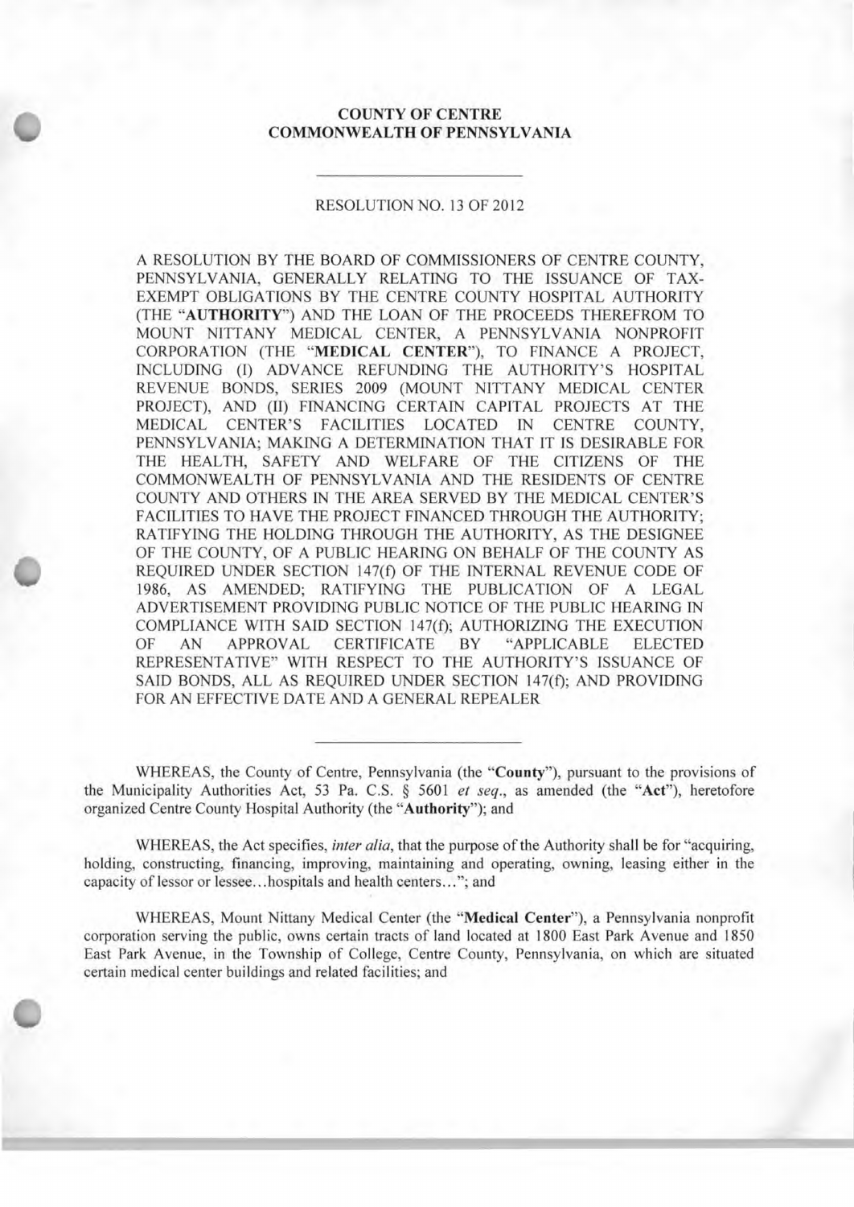# COUNTY OF CENTRE
# COMMONWEALTH OF PENNSYLVANIA

---

RESOLUTION NO. 13 OF 2012

A RESOLUTION BY THE BOARD OF COMMISSIONERS OF CENTRE COUNTY, PENNSYLVANIA, GENERALLY RELATING TO THE ISSUANCE OF TAX-EXEMPT OBLIGATIONS BY THE CENTRE COUNTY HOSPITAL AUTHORITY (THE "**AUTHORITY**") AND THE LOAN OF THE PROCEEDS THEREFROM TO MOUNT NITTANY MEDICAL CENTER, A PENNSYLVANIA NONPROFIT CORPORATION (THE "**MEDICAL CENTER**"), TO FINANCE A PROJECT, INCLUDING (I) ADVANCE REFUNDING THE AUTHORITY'S HOSPITAL REVENUE BONDS, SERIES 2009 (MOUNT NITTANY MEDICAL CENTER PROJECT), AND (II) FINANCING CERTAIN CAPITAL PROJECTS AT THE MEDICAL CENTER'S FACILITIES LOCATED IN CENTRE COUNTY, PENNSYLVANIA; MAKING A DETERMINATION THAT IT IS DESIRABLE FOR THE HEALTH, SAFETY AND WELFARE OF THE CITIZENS OF THE COMMONWEALTH OF PENNSYLVANIA AND THE RESIDENTS OF CENTRE COUNTY AND OTHERS IN THE AREA SERVED BY THE MEDICAL CENTER'S FACILITIES TO HAVE THE PROJECT FINANCED THROUGH THE AUTHORITY; RATIFYING THE HOLDING THROUGH THE AUTHORITY, AS THE DESIGNEE OF THE COUNTY, OF A PUBLIC HEARING ON BEHALF OF THE COUNTY AS REQUIRED UNDER SECTION 147(f) OF THE INTERNAL REVENUE CODE OF 1986, AS AMENDED; RATIFYING THE PUBLICATION OF A LEGAL ADVERTISEMENT PROVIDING PUBLIC NOTICE OF THE PUBLIC HEARING IN COMPLIANCE WITH SAID SECTION 147(f); AUTHORIZING THE EXECUTION OF AN APPROVAL CERTIFICATE BY "APPLICABLE ELECTED REPRESENTATIVE" WITH RESPECT TO THE AUTHORITY'S ISSUANCE OF SAID BONDS, ALL AS REQUIRED UNDER SECTION 147(f); AND PROVIDING FOR AN EFFECTIVE DATE AND A GENERAL REPEALER

---

WHEREAS, the County of Centre, Pennsylvania (the "**County**"), pursuant to the provisions of the Municipality Authorities Act, 53 Pa. C.S. § 5601 *et seq*., as amended (the "**Act**"), heretofore organized Centre County Hospital Authority (the "**Authority**"); and

WHEREAS, the Act specifies, *inter alia*, that the purpose of the Authority shall be for "acquiring, holding, constructing, financing, improving, maintaining and operating, owning, leasing either in the capacity of lessor or lessee...hospitals and health centers..."; and

WHEREAS, Mount Nittany Medical Center (the "**Medical Center**"), a Pennsylvania nonprofit corporation serving the public, owns certain tracts of land located at 1800 East Park Avenue and 1850 East Park Avenue, in the Township of College, Centre County, Pennsylvania, on which are situated certain medical center buildings and related facilities; and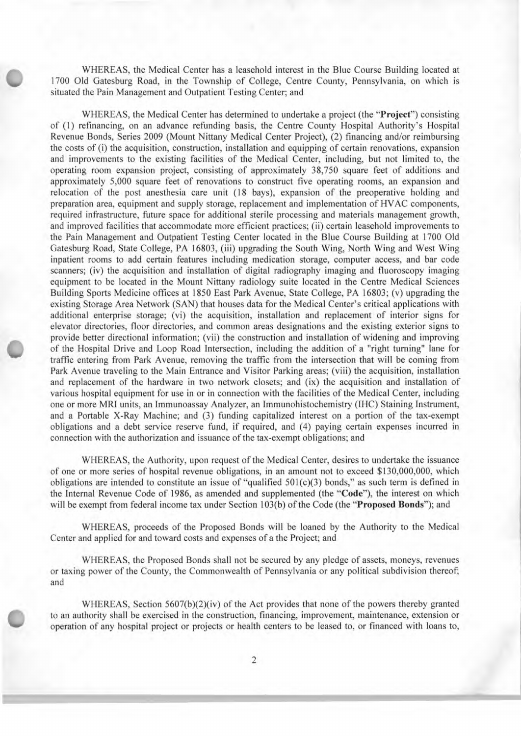WHEREAS, the Medical Center has a leasehold interest in the Blue Course Building located at 1700 Old Gatesburg Road, in the Township of College, Centre County, Pennsylvania, on which is situated the Pain Management and Outpatient Testing Center; and

WHEREAS, the Medical Center has determined to undertake a project (the "**Project**") consisting of (1) refinancing, on an advance refunding basis, the Centre County Hospital Authority's Hospital Revenue Bonds, Series 2009 (Mount Nittany Medical Center Project), (2) financing and/or reimbursing the costs of (i) the acquisition, construction, installation and equipping of certain renovations, expansion and improvements to the existing facilities of the Medical Center, including, but not limited to, the operating room expansion project, consisting of approximately 38,750 square feet of additions and approximately 5,000 square feet of renovations to construct five operating rooms, an expansion and relocation of the post anesthesia care unit (18 bays), expansion of the preoperative holding and preparation area, equipment and supply storage, replacement and implementation of HVAC components, required infrastructure, future space for additional sterile processing and materials management growth, and improved facilities that accommodate more efficient practices; (ii) certain leasehold improvements to the Pain Management and Outpatient Testing Center located in the Blue Course Building at 1700 Old Gatesburg Road, State College, PA 16803, (iii) upgrading the South Wing, North Wing and West Wing inpatient rooms to add certain features including medication storage, computer access, and bar code scanners; (iv) the acquisition and installation of digital radiography imaging and fluoroscopy imaging equipment to be located in the Mount Nittany radiology suite located in the Centre Medical Sciences Building Sports Medicine offices at 1850 East Park Avenue, State College, PA 16803; (v) upgrading the existing Storage Area Network (SAN) that houses data for the Medical Center's critical applications with additional enterprise storage; (vi) the acquisition, installation and replacement of interior signs for elevator directories, floor directories, and common areas designations and the existing exterior signs to provide better directional information; (vii) the construction and installation of widening and improving of the Hospital Drive and Loop Road Intersection, including the addition of a "right turning" lane for traffic entering from Park Avenue, removing the traffic from the intersection that will be coming from Park Avenue traveling to the Main Entrance and Visitor Parking areas; (viii) the acquisition, installation and replacement of the hardware in two network closets; and (ix) the acquisition and installation of various hospital equipment for use in or in connection with the facilities of the Medical Center, including one or more MRI units, an Immunoassay Analyzer, an Immunohistochemistry (IHC) Staining Instrument, and a Portable X-Ray Machine; and (3) funding capitalized interest on a portion of the tax-exempt obligations and a debt service reserve fund, if required, and (4) paying certain expenses incurred in connection with the authorization and issuance of the tax-exempt obligations; and

WHEREAS, the Authority, upon request of the Medical Center, desires to undertake the issuance of one or more series of hospital revenue obligations, in an amount not to exceed $130,000,000, which obligations are intended to constitute an issue of "qualified 501(c)(3) bonds," as such term is defined in the Internal Revenue Code of 1986, as amended and supplemented (the "**Code**"), the interest on which will be exempt from federal income tax under Section 103(b) of the Code (the "**Proposed Bonds**"); and

WHEREAS, proceeds of the Proposed Bonds will be loaned by the Authority to the Medical Center and applied for and toward costs and expenses of a the Project; and

WHEREAS, the Proposed Bonds shall not be secured by any pledge of assets, moneys, revenues or taxing power of the County, the Commonwealth of Pennsylvania or any political subdivision thereof; and

WHEREAS, Section 5607(b)(2)(iv) of the Act provides that none of the powers thereby granted to an authority shall be exercised in the construction, financing, improvement, maintenance, extension or operation of any hospital project or projects or health centers to be leased to, or financed with loans to,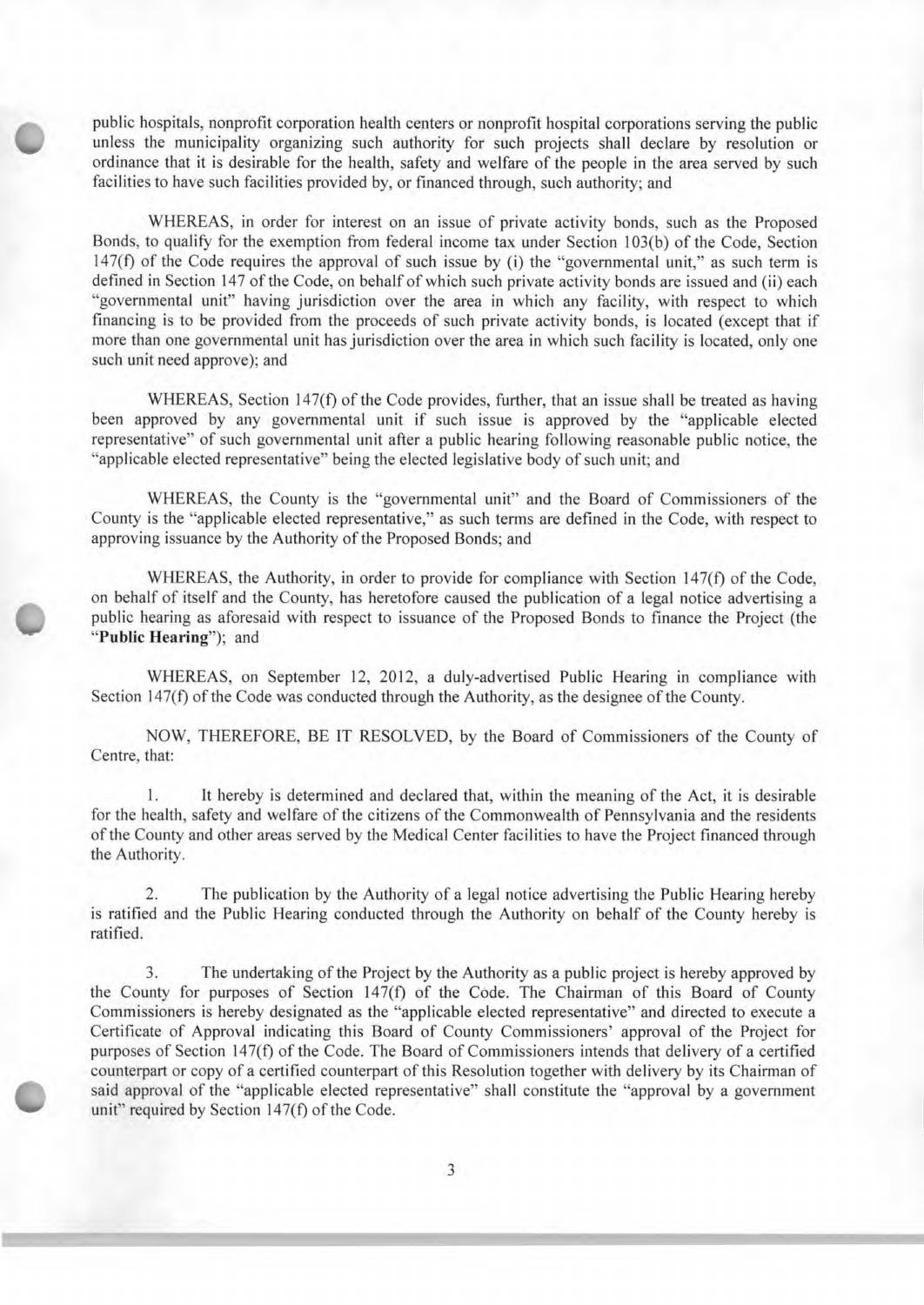public hospitals, nonprofit corporation health centers or nonprofit hospital corporations serving the public unless the municipality organizing such authority for such projects shall declare by resolution or ordinance that it is desirable for the health, safety and welfare of the people in the area served by such facilities to have such facilities provided by, or financed through, such authority; and

WHEREAS, in order for interest on an issue of private activity bonds, such as the Proposed Bonds, to qualify for the exemption from federal income tax under Section 103(b) of the Code, Section 147(f) of the Code requires the approval of such issue by (i) the "governmental unit," as such term is defined in Section 147 of the Code, on behalf of which such private activity bonds are issued and (ii) each "governmental unit" having jurisdiction over the area in which any facility, with respect to which financing is to be provided from the proceeds of such private activity bonds, is located (except that if more than one governmental unit has jurisdiction over the area in which such facility is located, only one such unit need approve); and

WHEREAS, Section 147(f) of the Code provides, further, that an issue shall be treated as having been approved by any governmental unit if such issue is approved by the "applicable elected representative" of such governmental unit after a public hearing following reasonable public notice, the "applicable elected representative" being the elected legislative body of such unit; and

WHEREAS, the County is the "governmental unit" and the Board of Commissioners of the County is the "applicable elected representative," as such terms are defined in the Code, with respect to approving issuance by the Authority of the Proposed Bonds; and

WHEREAS, the Authority, in order to provide for compliance with Section 147(f) of the Code, on behalf of itself and the County, has heretofore caused the publication of a legal notice advertising a public hearing as aforesaid with respect to issuance of the Proposed Bonds to finance the Project (the "**Public Hearing**"); and

WHEREAS, on September 12, 2012, a duly-advertised Public Hearing in compliance with Section 147(f) of the Code was conducted through the Authority, as the designee of the County.

NOW, THEREFORE, BE IT RESOLVED, by the Board of Commissioners of the County of Centre, that:

1. It hereby is determined and declared that, within the meaning of the Act, it is desirable for the health, safety and welfare of the citizens of the Commonwealth of Pennsylvania and the residents of the County and other areas served by the Medical Center facilities to have the Project financed through the Authority.

2. The publication by the Authority of a legal notice advertising the Public Hearing hereby is ratified and the Public Hearing conducted through the Authority on behalf of the County hereby is ratified.

3. The undertaking of the Project by the Authority as a public project is hereby approved by the County for purposes of Section 147(f) of the Code. The Chairman of this Board of County Commissioners is hereby designated as the "applicable elected representative" and directed to execute a Certificate of Approval indicating this Board of County Commissioners' approval of the Project for purposes of Section 147(f) of the Code. The Board of Commissioners intends that delivery of a certified counterpart or copy of a certified counterpart of this Resolution together with delivery by its Chairman of said approval of the "applicable elected representative" shall constitute the "approval by a government unit" required by Section 147(f) of the Code.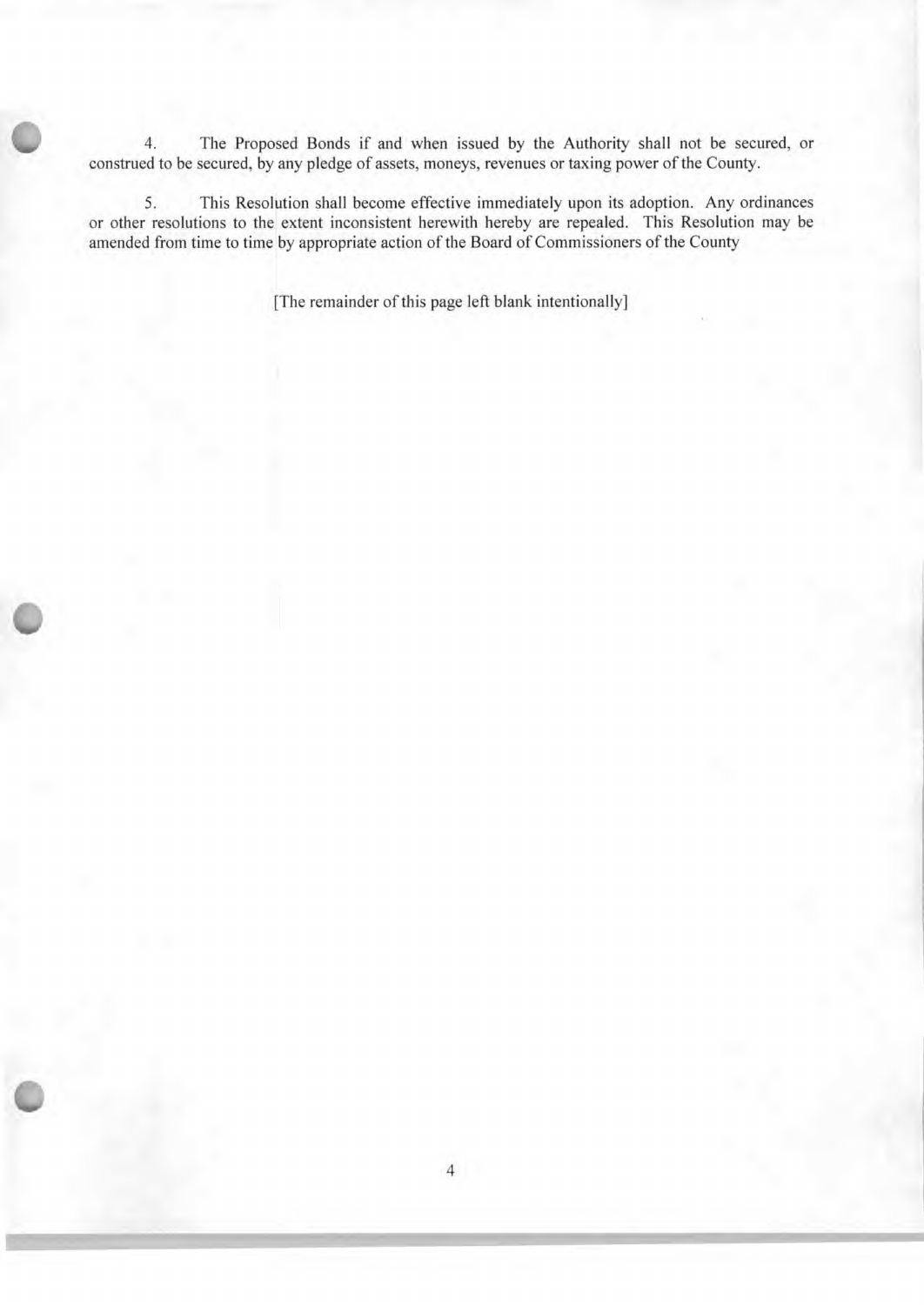4. The Proposed Bonds if and when issued by the Authority shall not be secured, or construed to be secured, by any pledge of assets, moneys, revenues or taxing power of the County.

5. This Resolution shall become effective immediately upon its adoption. Any ordinances or other resolutions to the extent inconsistent herewith hereby are repealed. This Resolution may be amended from time to time by appropriate action of the Board of Commissioners of the County

[The remainder of this page left blank intentionally]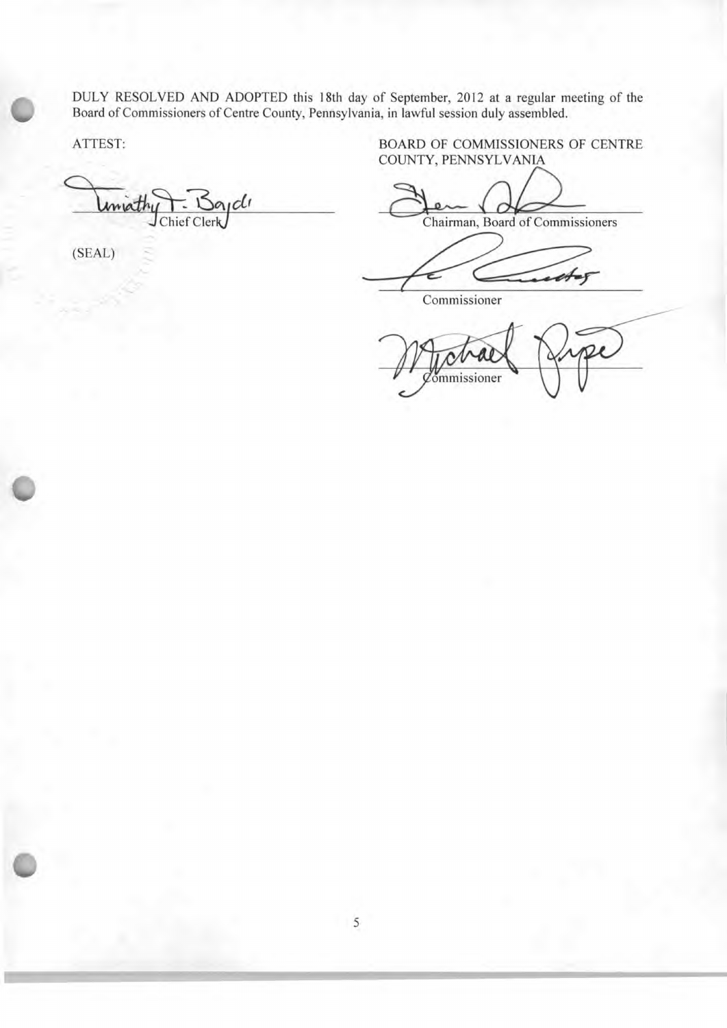DULY RESOLVED AND ADOPTED this 18th day of September, 2012 at a regular meeting of the Board of Commissioners of Centre County, Pennsylvania, in lawful session duly assembled.

ATTEST:

Chief Clerk

(SEAL)

BOARD OF COMMISSIONERS OF CENTRE COUNTY, PENNSYLVANIA

Chairman, Board of Commissioners

Commissioner

Commissioner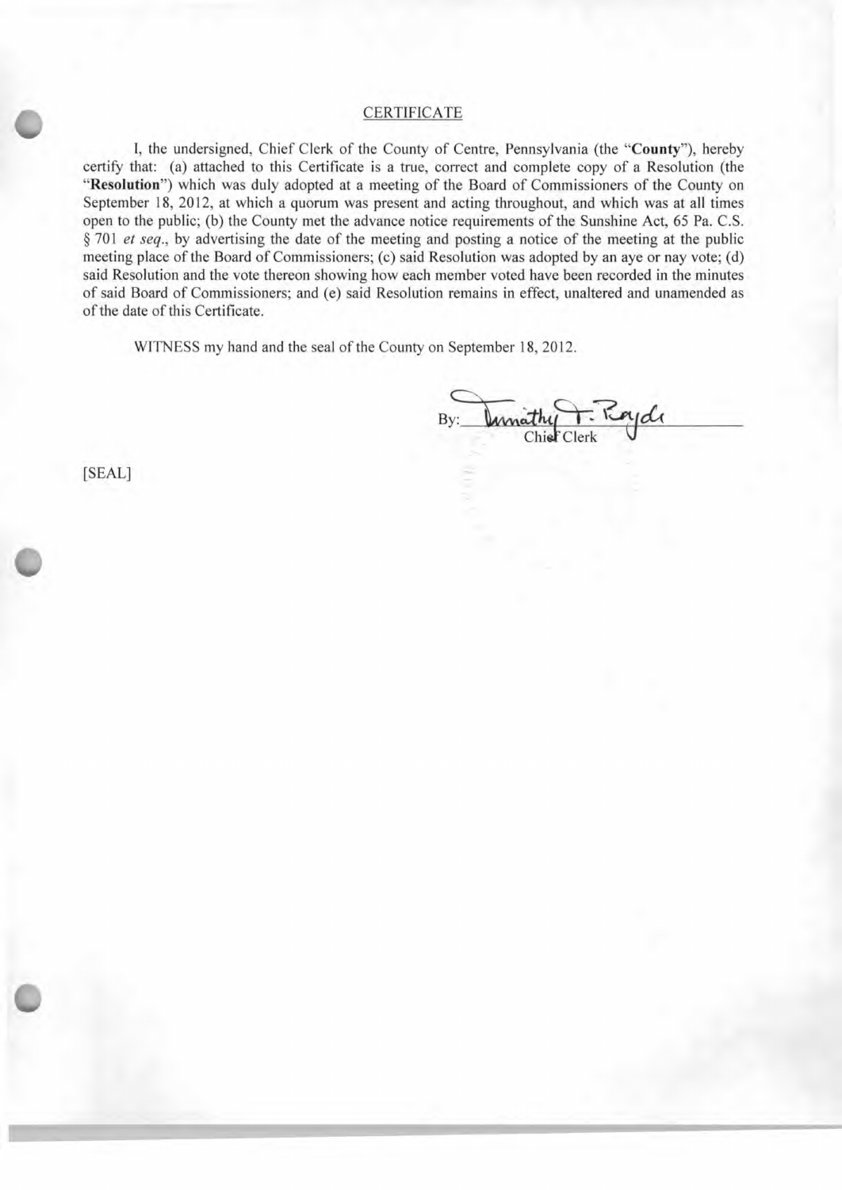## CERTIFICATE

I, the undersigned, Chief Clerk of the County of Centre, Pennsylvania (the "**County**"), hereby certify that: (a) attached to this Certificate is a true, correct and complete copy of a Resolution (the "**Resolution**") which was duly adopted at a meeting of the Board of Commissioners of the County on September 18, 2012, at which a quorum was present and acting throughout, and which was at all times open to the public; (b) the County met the advance notice requirements of the Sunshine Act, 65 Pa. C.S. § 701 *et seq.*, by advertising the date of the meeting and posting a notice of the meeting at the public meeting place of the Board of Commissioners; (c) said Resolution was adopted by an aye or nay vote; (d) said Resolution and the vote thereon showing how each member voted have been recorded in the minutes of said Board of Commissioners; and (e) said Resolution remains in effect, unaltered and unamended as of the date of this Certificate.

WITNESS my hand and the seal of the County on September 18, 2012.

By: Timothy T. Boyde
Chief Clerk

[SEAL]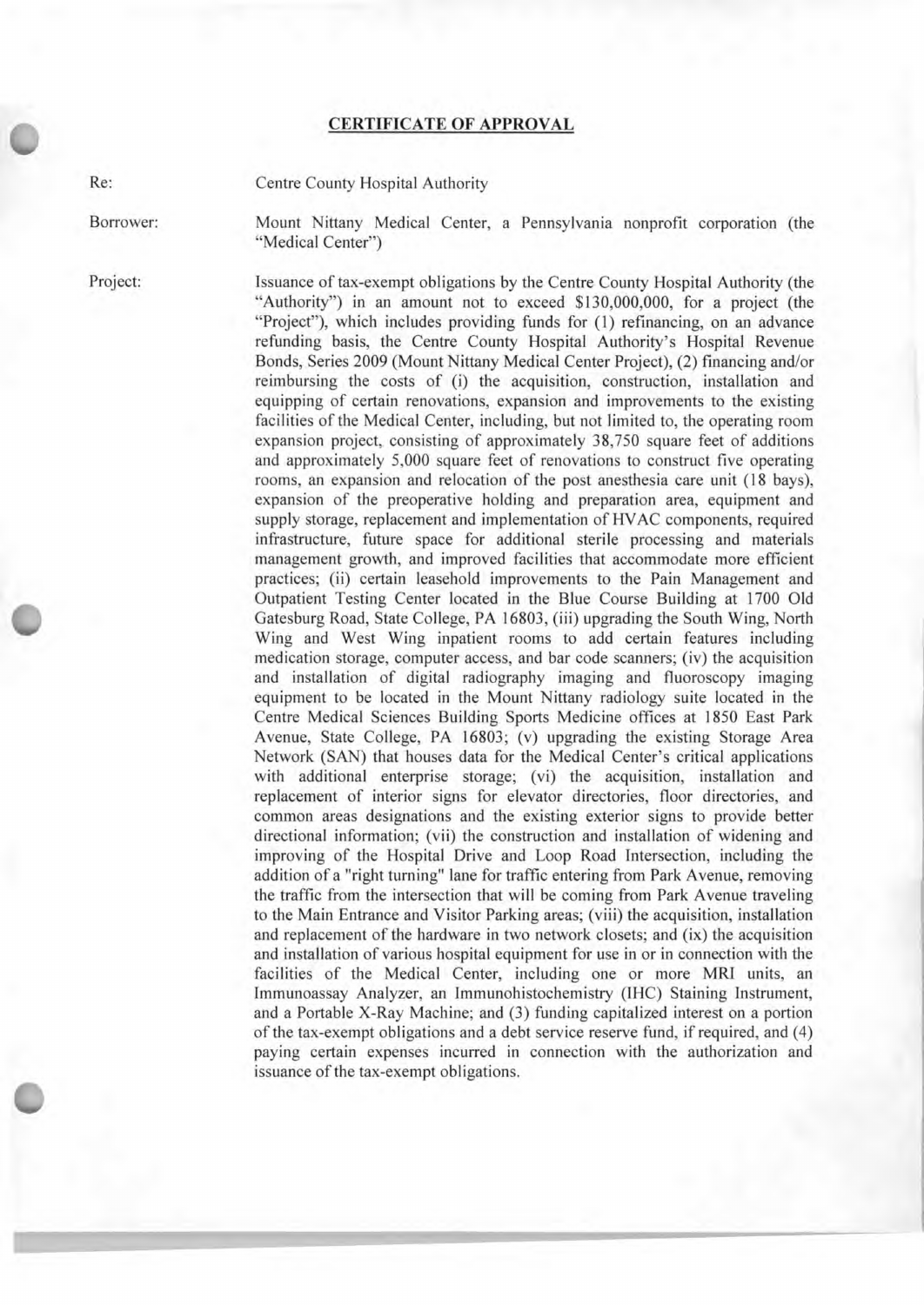## CERTIFICATE OF APPROVAL

Re: Centre County Hospital Authority

Borrower: Mount Nittany Medical Center, a Pennsylvania nonprofit corporation (the "Medical Center")

Project: Issuance of tax-exempt obligations by the Centre County Hospital Authority (the "Authority") in an amount not to exceed $130,000,000, for a project (the "Project"), which includes providing funds for (1) refinancing, on an advance refunding basis, the Centre County Hospital Authority's Hospital Revenue Bonds, Series 2009 (Mount Nittany Medical Center Project), (2) financing and/or reimbursing the costs of (i) the acquisition, construction, installation and equipping of certain renovations, expansion and improvements to the existing facilities of the Medical Center, including, but not limited to, the operating room expansion project, consisting of approximately 38,750 square feet of additions and approximately 5,000 square feet of renovations to construct five operating rooms, an expansion and relocation of the post anesthesia care unit (18 bays), expansion of the preoperative holding and preparation area, equipment and supply storage, replacement and implementation of HVAC components, required infrastructure, future space for additional sterile processing and materials management growth, and improved facilities that accommodate more efficient practices; (ii) certain leasehold improvements to the Pain Management and Outpatient Testing Center located in the Blue Course Building at 1700 Old Gatesburg Road, State College, PA 16803, (iii) upgrading the South Wing, North Wing and West Wing inpatient rooms to add certain features including medication storage, computer access, and bar code scanners; (iv) the acquisition and installation of digital radiography imaging and fluoroscopy imaging equipment to be located in the Mount Nittany radiology suite located in the Centre Medical Sciences Building Sports Medicine offices at 1850 East Park Avenue, State College, PA 16803; (v) upgrading the existing Storage Area Network (SAN) that houses data for the Medical Center's critical applications with additional enterprise storage; (vi) the acquisition, installation and replacement of interior signs for elevator directories, floor directories, and common areas designations and the existing exterior signs to provide better directional information; (vii) the construction and installation of widening and improving of the Hospital Drive and Loop Road Intersection, including the addition of a "right turning" lane for traffic entering from Park Avenue, removing the traffic from the intersection that will be coming from Park Avenue traveling to the Main Entrance and Visitor Parking areas; (viii) the acquisition, installation and replacement of the hardware in two network closets; and (ix) the acquisition and installation of various hospital equipment for use in or in connection with the facilities of the Medical Center, including one or more MRI units, an Immunoassay Analyzer, an Immunohistochemistry (IHC) Staining Instrument, and a Portable X-Ray Machine; and (3) funding capitalized interest on a portion of the tax-exempt obligations and a debt service reserve fund, if required, and (4) paying certain expenses incurred in connection with the authorization and issuance of the tax-exempt obligations.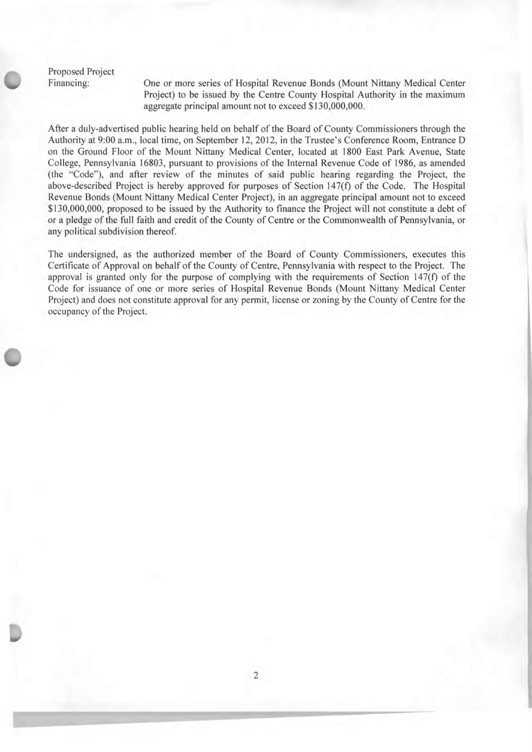Proposed Project Financing: One or more series of Hospital Revenue Bonds (Mount Nittany Medical Center Project) to be issued by the Centre County Hospital Authority in the maximum aggregate principal amount not to exceed $130,000,000.

After a duly-advertised public hearing held on behalf of the Board of County Commissioners through the Authority at 9:00 a.m., local time, on September 12, 2012, in the Trustee's Conference Room, Entrance D on the Ground Floor of the Mount Nittany Medical Center, located at 1800 East Park Avenue, State College, Pennsylvania 16803, pursuant to provisions of the Internal Revenue Code of 1986, as amended (the "Code"), and after review of the minutes of said public hearing regarding the Project, the above-described Project is hereby approved for purposes of Section 147(f) of the Code. The Hospital Revenue Bonds (Mount Nittany Medical Center Project), in an aggregate principal amount not to exceed $130,000,000, proposed to be issued by the Authority to finance the Project will not constitute a debt of or a pledge of the full faith and credit of the County of Centre or the Commonwealth of Pennsylvania, or any political subdivision thereof.

The undersigned, as the authorized member of the Board of County Commissioners, executes this Certificate of Approval on behalf of the County of Centre, Pennsylvania with respect to the Project. The approval is granted only for the purpose of complying with the requirements of Section 147(f) of the Code for issuance of one or more series of Hospital Revenue Bonds (Mount Nittany Medical Center Project) and does not constitute approval for any permit, license or zoning by the County of Centre for the occupancy of the Project.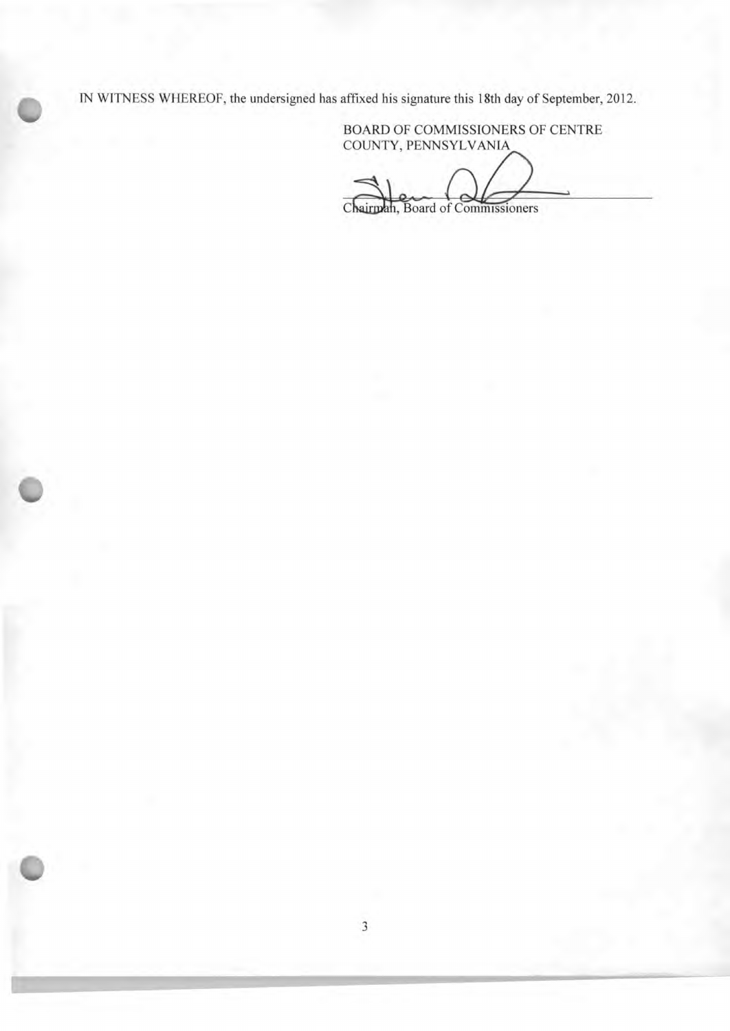IN WITNESS WHEREOF, the undersigned has affixed his signature this 18th day of September, 2012.

BOARD OF COMMISSIONERS OF CENTRE COUNTY, PENNSYLVANIA

Chairman, Board of Commissioners